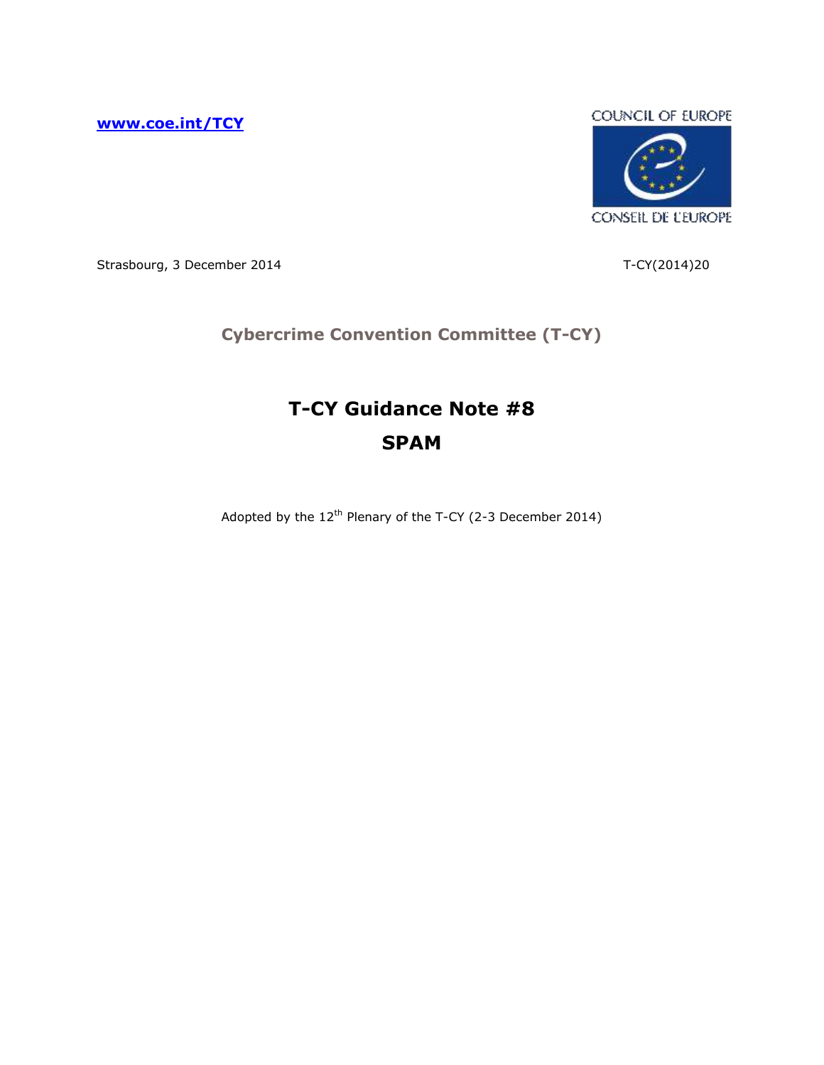www.coe.int/TCY

COUNCIL OF EUROPE

CONSEIL DE L'EUROPE

Strasbourg, 3 December 2014

T-CY(2014)20

**Cybercrime Convention Committee (T-CY)**

# T-CY Guidance Note #8
# SPAM

Adopted by the 12th Plenary of the T-CY (2-3 December 2014)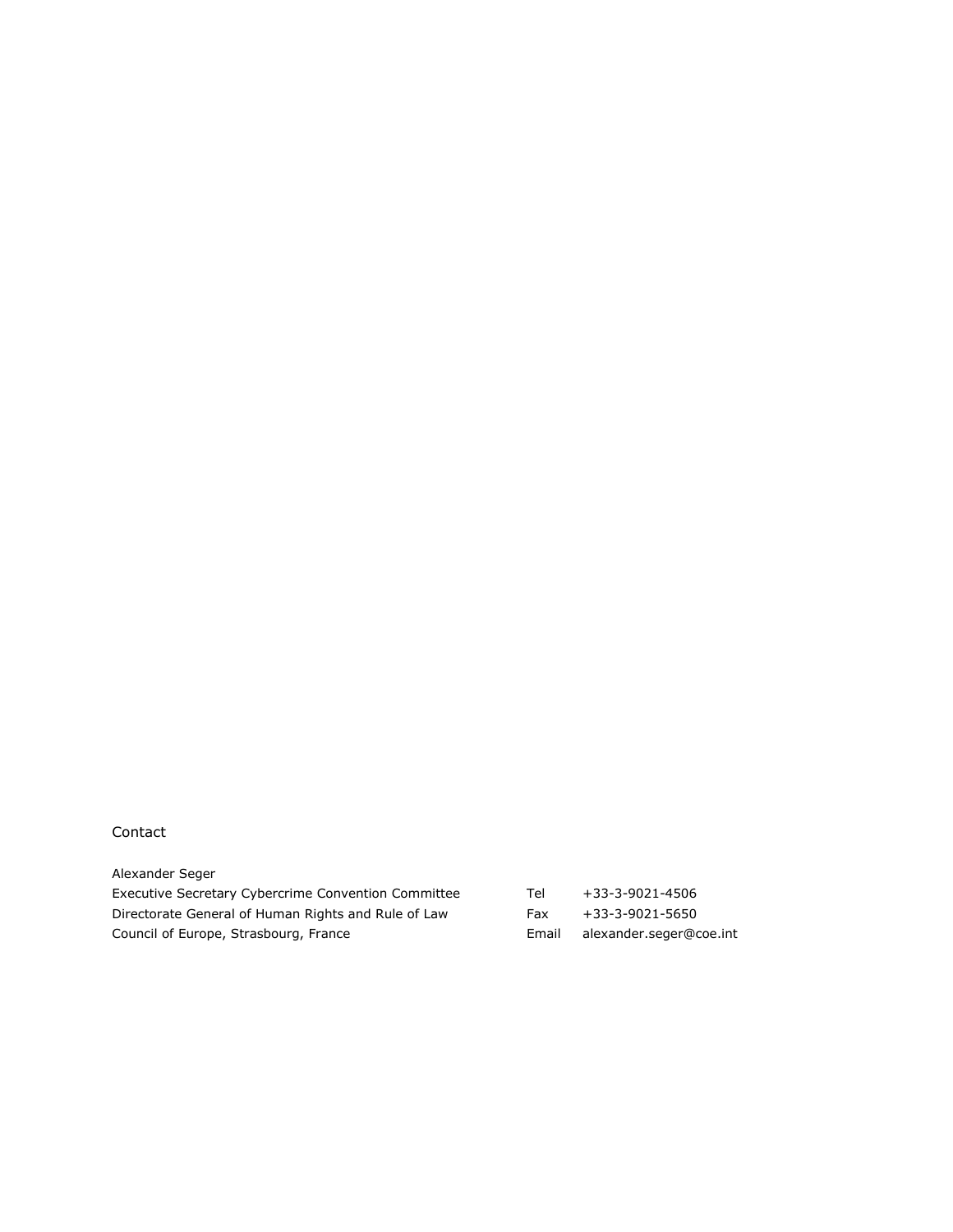Contact

| | | |
|---|---|---|
| Alexander Seger | | |
| Executive Secretary Cybercrime Convention Committee | Tel | +33-3-9021-4506 |
| Directorate General of Human Rights and Rule of Law | Fax | +33-3-9021-5650 |
| Council of Europe, Strasbourg, France | Email | alexander.seger@coe.int |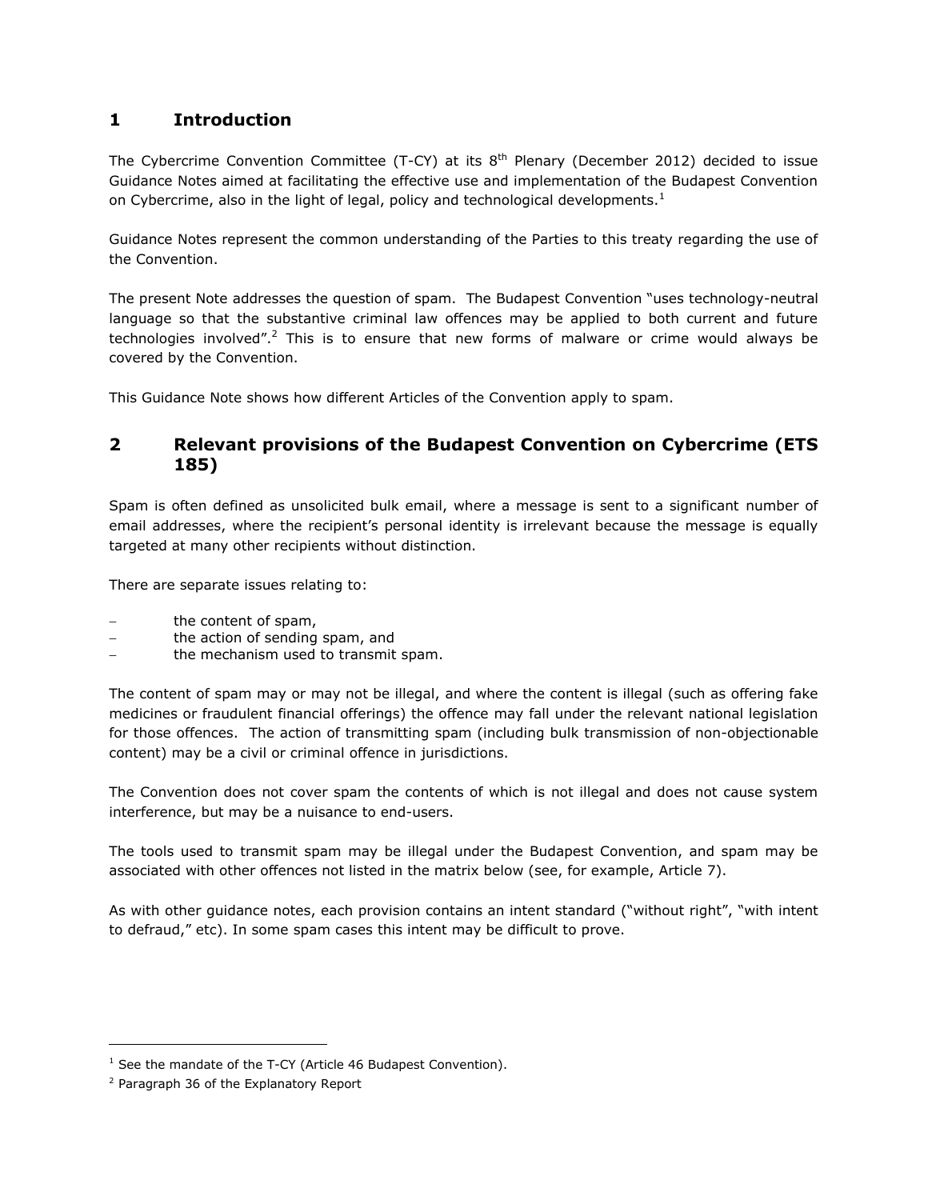# 1 Introduction

The Cybercrime Convention Committee (T-CY) at its 8th Plenary (December 2012) decided to issue Guidance Notes aimed at facilitating the effective use and implementation of the Budapest Convention on Cybercrime, also in the light of legal, policy and technological developments.[1]

Guidance Notes represent the common understanding of the Parties to this treaty regarding the use of the Convention.

The present Note addresses the question of spam. The Budapest Convention "uses technology-neutral language so that the substantive criminal law offences may be applied to both current and future technologies involved".[2] This is to ensure that new forms of malware or crime would always be covered by the Convention.

This Guidance Note shows how different Articles of the Convention apply to spam.

# 2 Relevant provisions of the Budapest Convention on Cybercrime (ETS 185)

Spam is often defined as unsolicited bulk email, where a message is sent to a significant number of email addresses, where the recipient's personal identity is irrelevant because the message is equally targeted at many other recipients without distinction.

There are separate issues relating to:

- the content of spam,
- the action of sending spam, and
- the mechanism used to transmit spam.

The content of spam may or may not be illegal, and where the content is illegal (such as offering fake medicines or fraudulent financial offerings) the offence may fall under the relevant national legislation for those offences. The action of transmitting spam (including bulk transmission of non-objectionable content) may be a civil or criminal offence in jurisdictions.

The Convention does not cover spam the contents of which is not illegal and does not cause system interference, but may be a nuisance to end-users.

The tools used to transmit spam may be illegal under the Budapest Convention, and spam may be associated with other offences not listed in the matrix below (see, for example, Article 7).

As with other guidance notes, each provision contains an intent standard ("without right", "with intent to defraud," etc). In some spam cases this intent may be difficult to prove.

---

[1] See the mandate of the T-CY (Article 46 Budapest Convention).

[2] Paragraph 36 of the Explanatory Report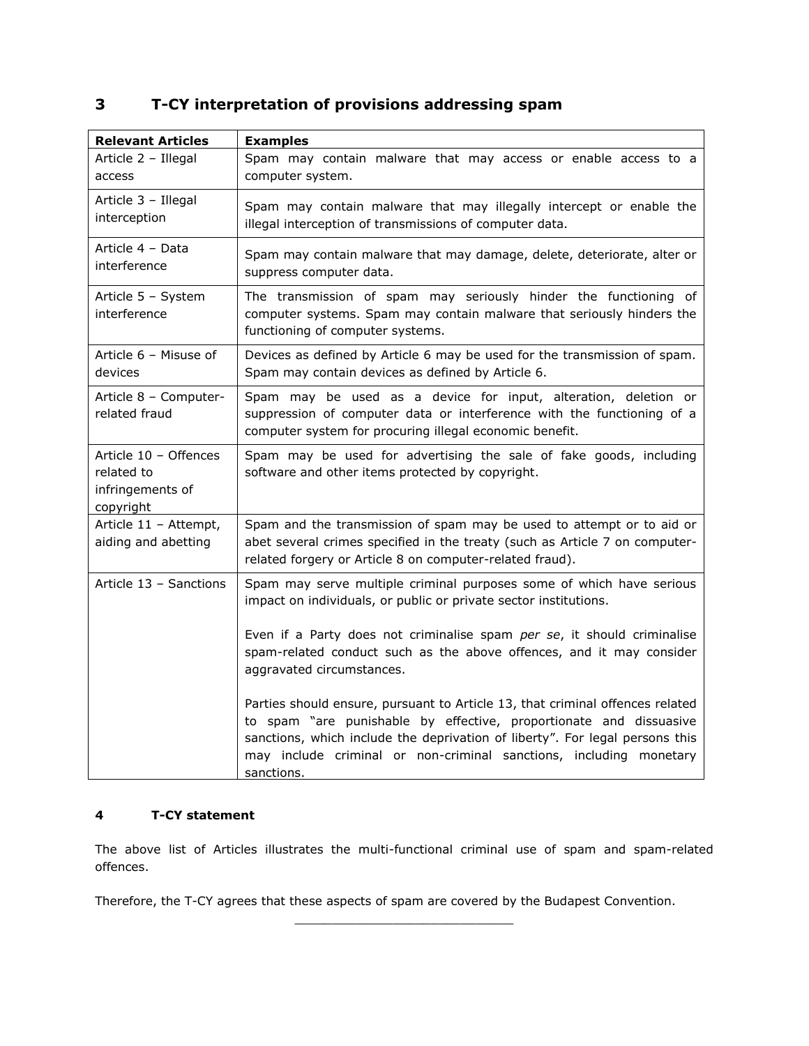## 3 T-CY interpretation of provisions addressing spam

| Relevant Articles | Examples |
|---|---|
| Article 2 – Illegal access | Spam may contain malware that may access or enable access to a computer system. |
| Article 3 – Illegal interception | Spam may contain malware that may illegally intercept or enable the illegal interception of transmissions of computer data. |
| Article 4 – Data interference | Spam may contain malware that may damage, delete, deteriorate, alter or suppress computer data. |
| Article 5 – System interference | The transmission of spam may seriously hinder the functioning of computer systems. Spam may contain malware that seriously hinders the functioning of computer systems. |
| Article 6 – Misuse of devices | Devices as defined by Article 6 may be used for the transmission of spam. Spam may contain devices as defined by Article 6. |
| Article 8 – Computer-related fraud | Spam may be used as a device for input, alteration, deletion or suppression of computer data or interference with the functioning of a computer system for procuring illegal economic benefit. |
| Article 10 – Offences related to infringements of copyright | Spam may be used for advertising the sale of fake goods, including software and other items protected by copyright. |
| Article 11 – Attempt, aiding and abetting | Spam and the transmission of spam may be used to attempt or to aid or abet several crimes specified in the treaty (such as Article 7 on computer-related forgery or Article 8 on computer-related fraud). |
| Article 13 – Sanctions | Spam may serve multiple criminal purposes some of which have serious impact on individuals, or public or private sector institutions.<br><br>Even if a Party does not criminalise spam *per se*, it should criminalise spam-related conduct such as the above offences, and it may consider aggravated circumstances.<br><br>Parties should ensure, pursuant to Article 13, that criminal offences related to spam "are punishable by effective, proportionate and dissuasive sanctions, which include the deprivation of liberty". For legal persons this may include criminal or non-criminal sanctions, including monetary sanctions. |

#### 4 T-CY statement

The above list of Articles illustrates the multi-functional criminal use of spam and spam-related offences.

Therefore, the T-CY agrees that these aspects of spam are covered by the Budapest Convention.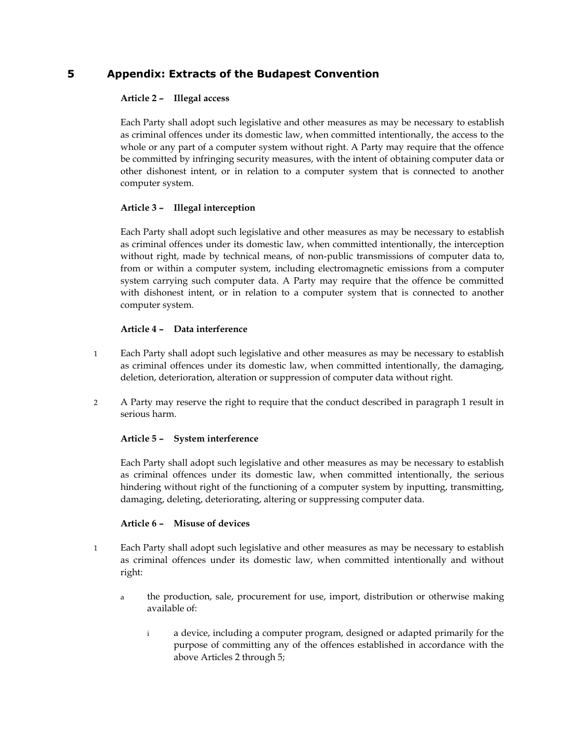# 5 Appendix: Extracts of the Budapest Convention

**Article 2 – Illegal access**

Each Party shall adopt such legislative and other measures as may be necessary to establish as criminal offences under its domestic law, when committed intentionally, the access to the whole or any part of a computer system without right. A Party may require that the offence be committed by infringing security measures, with the intent of obtaining computer data or other dishonest intent, or in relation to a computer system that is connected to another computer system.

**Article 3 – Illegal interception**

Each Party shall adopt such legislative and other measures as may be necessary to establish as criminal offences under its domestic law, when committed intentionally, the interception without right, made by technical means, of non-public transmissions of computer data to, from or within a computer system, including electromagnetic emissions from a computer system carrying such computer data. A Party may require that the offence be committed with dishonest intent, or in relation to a computer system that is connected to another computer system.

**Article 4 – Data interference**

1 Each Party shall adopt such legislative and other measures as may be necessary to establish as criminal offences under its domestic law, when committed intentionally, the damaging, deletion, deterioration, alteration or suppression of computer data without right.

2 A Party may reserve the right to require that the conduct described in paragraph 1 result in serious harm.

**Article 5 – System interference**

Each Party shall adopt such legislative and other measures as may be necessary to establish as criminal offences under its domestic law, when committed intentionally, the serious hindering without right of the functioning of a computer system by inputting, transmitting, damaging, deleting, deteriorating, altering or suppressing computer data.

**Article 6 – Misuse of devices**

1 Each Party shall adopt such legislative and other measures as may be necessary to establish as criminal offences under its domestic law, when committed intentionally and without right:

a the production, sale, procurement for use, import, distribution or otherwise making available of:

i a device, including a computer program, designed or adapted primarily for the purpose of committing any of the offences established in accordance with the above Articles 2 through 5;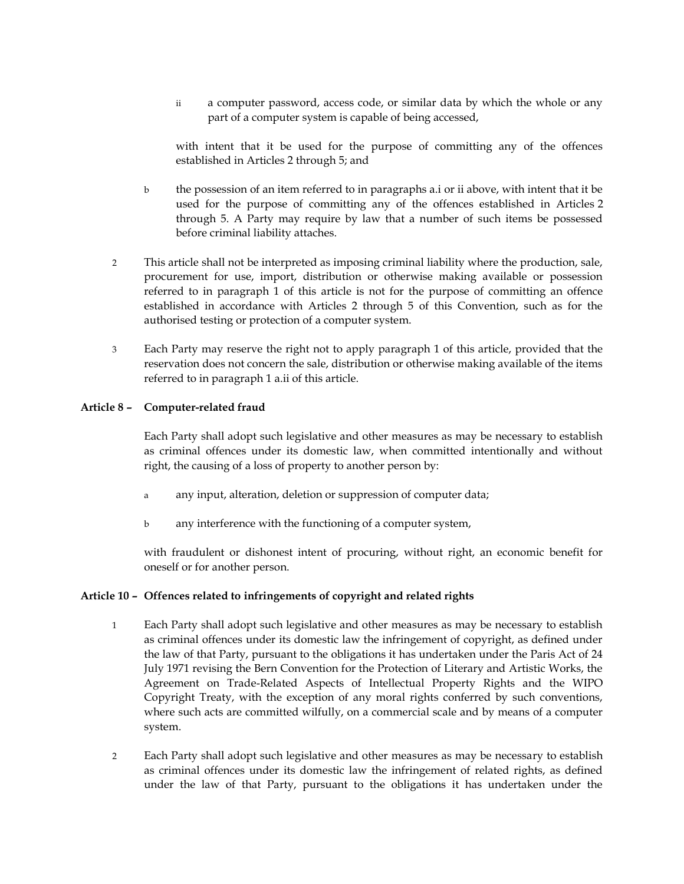ii a computer password, access code, or similar data by which the whole or any part of a computer system is capable of being accessed,

with intent that it be used for the purpose of committing any of the offences established in Articles 2 through 5; and

b the possession of an item referred to in paragraphs a.i or ii above, with intent that it be used for the purpose of committing any of the offences established in Articles 2 through 5. A Party may require by law that a number of such items be possessed before criminal liability attaches.

2 This article shall not be interpreted as imposing criminal liability where the production, sale, procurement for use, import, distribution or otherwise making available or possession referred to in paragraph 1 of this article is not for the purpose of committing an offence established in accordance with Articles 2 through 5 of this Convention, such as for the authorised testing or protection of a computer system.

3 Each Party may reserve the right not to apply paragraph 1 of this article, provided that the reservation does not concern the sale, distribution or otherwise making available of the items referred to in paragraph 1 a.ii of this article.

**Article 8 – Computer-related fraud**

Each Party shall adopt such legislative and other measures as may be necessary to establish as criminal offences under its domestic law, when committed intentionally and without right, the causing of a loss of property to another person by:

a any input, alteration, deletion or suppression of computer data;

b any interference with the functioning of a computer system,

with fraudulent or dishonest intent of procuring, without right, an economic benefit for oneself or for another person.

**Article 10 – Offences related to infringements of copyright and related rights**

1 Each Party shall adopt such legislative and other measures as may be necessary to establish as criminal offences under its domestic law the infringement of copyright, as defined under the law of that Party, pursuant to the obligations it has undertaken under the Paris Act of 24 July 1971 revising the Bern Convention for the Protection of Literary and Artistic Works, the Agreement on Trade-Related Aspects of Intellectual Property Rights and the WIPO Copyright Treaty, with the exception of any moral rights conferred by such conventions, where such acts are committed wilfully, on a commercial scale and by means of a computer system.

2 Each Party shall adopt such legislative and other measures as may be necessary to establish as criminal offences under its domestic law the infringement of related rights, as defined under the law of that Party, pursuant to the obligations it has undertaken under the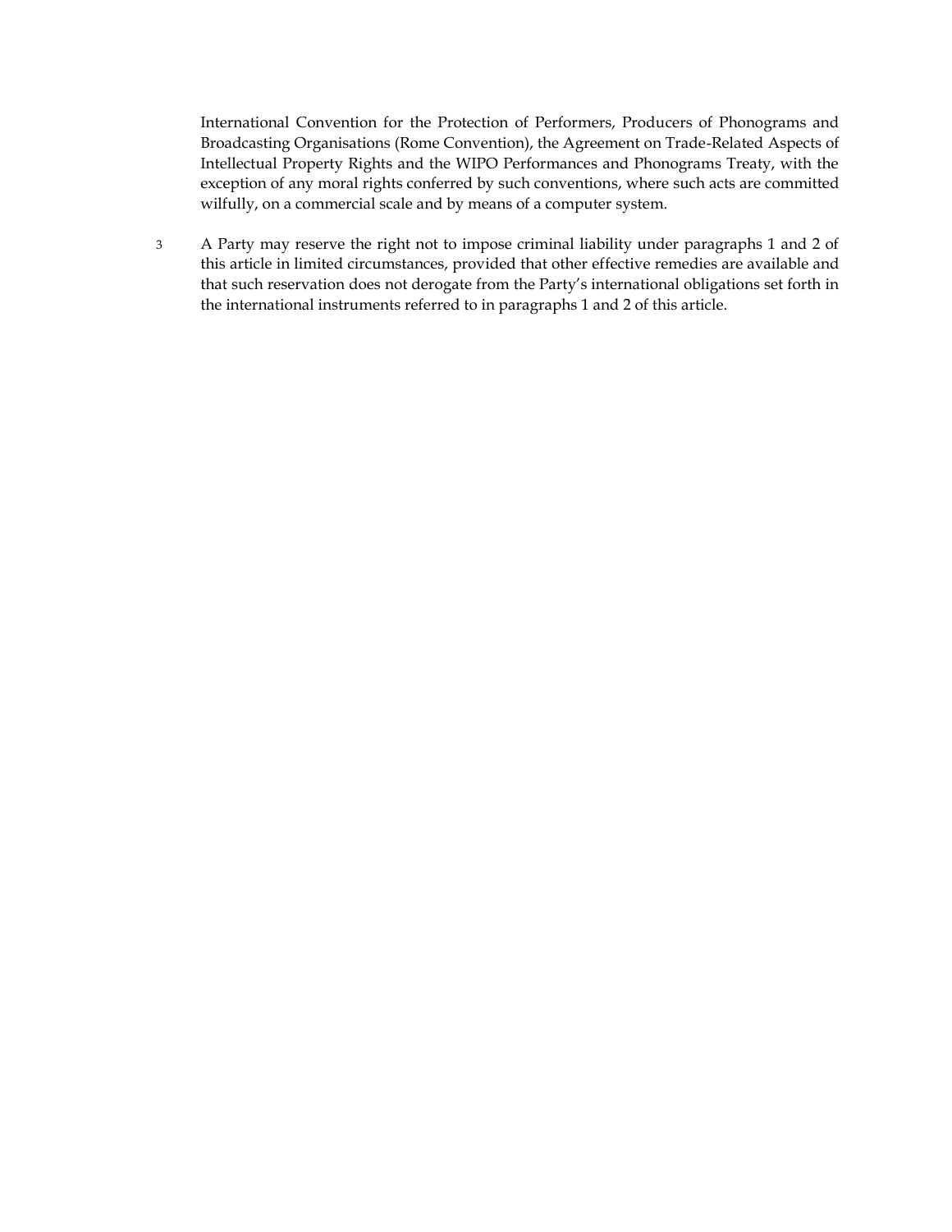International Convention for the Protection of Performers, Producers of Phonograms and Broadcasting Organisations (Rome Convention), the Agreement on Trade-Related Aspects of Intellectual Property Rights and the WIPO Performances and Phonograms Treaty, with the exception of any moral rights conferred by such conventions, where such acts are committed wilfully, on a commercial scale and by means of a computer system.

3 A Party may reserve the right not to impose criminal liability under paragraphs 1 and 2 of this article in limited circumstances, provided that other effective remedies are available and that such reservation does not derogate from the Party's international obligations set forth in the international instruments referred to in paragraphs 1 and 2 of this article.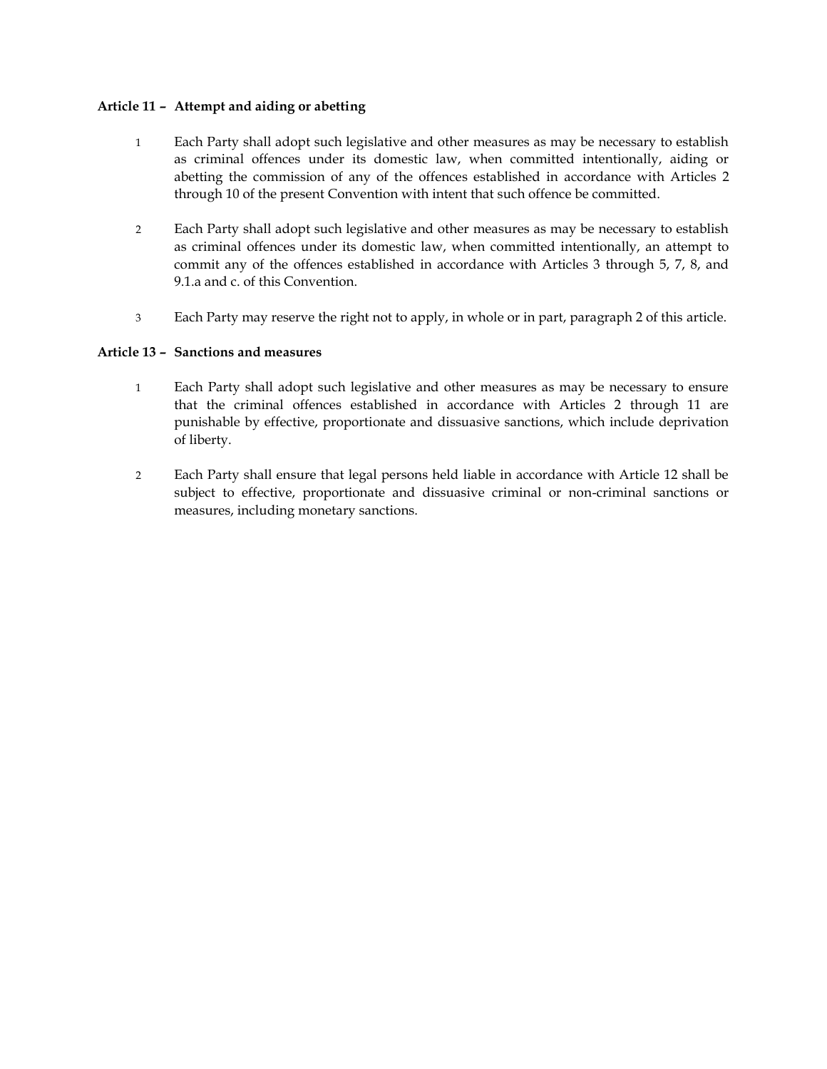### Article 11 – Attempt and aiding or abetting

1. Each Party shall adopt such legislative and other measures as may be necessary to establish as criminal offences under its domestic law, when committed intentionally, aiding or abetting the commission of any of the offences established in accordance with Articles 2 through 10 of the present Convention with intent that such offence be committed.

2. Each Party shall adopt such legislative and other measures as may be necessary to establish as criminal offences under its domestic law, when committed intentionally, an attempt to commit any of the offences established in accordance with Articles 3 through 5, 7, 8, and 9.1.a and c. of this Convention.

3. Each Party may reserve the right not to apply, in whole or in part, paragraph 2 of this article.

### Article 13 – Sanctions and measures

1. Each Party shall adopt such legislative and other measures as may be necessary to ensure that the criminal offences established in accordance with Articles 2 through 11 are punishable by effective, proportionate and dissuasive sanctions, which include deprivation of liberty.

2. Each Party shall ensure that legal persons held liable in accordance with Article 12 shall be subject to effective, proportionate and dissuasive criminal or non-criminal sanctions or measures, including monetary sanctions.